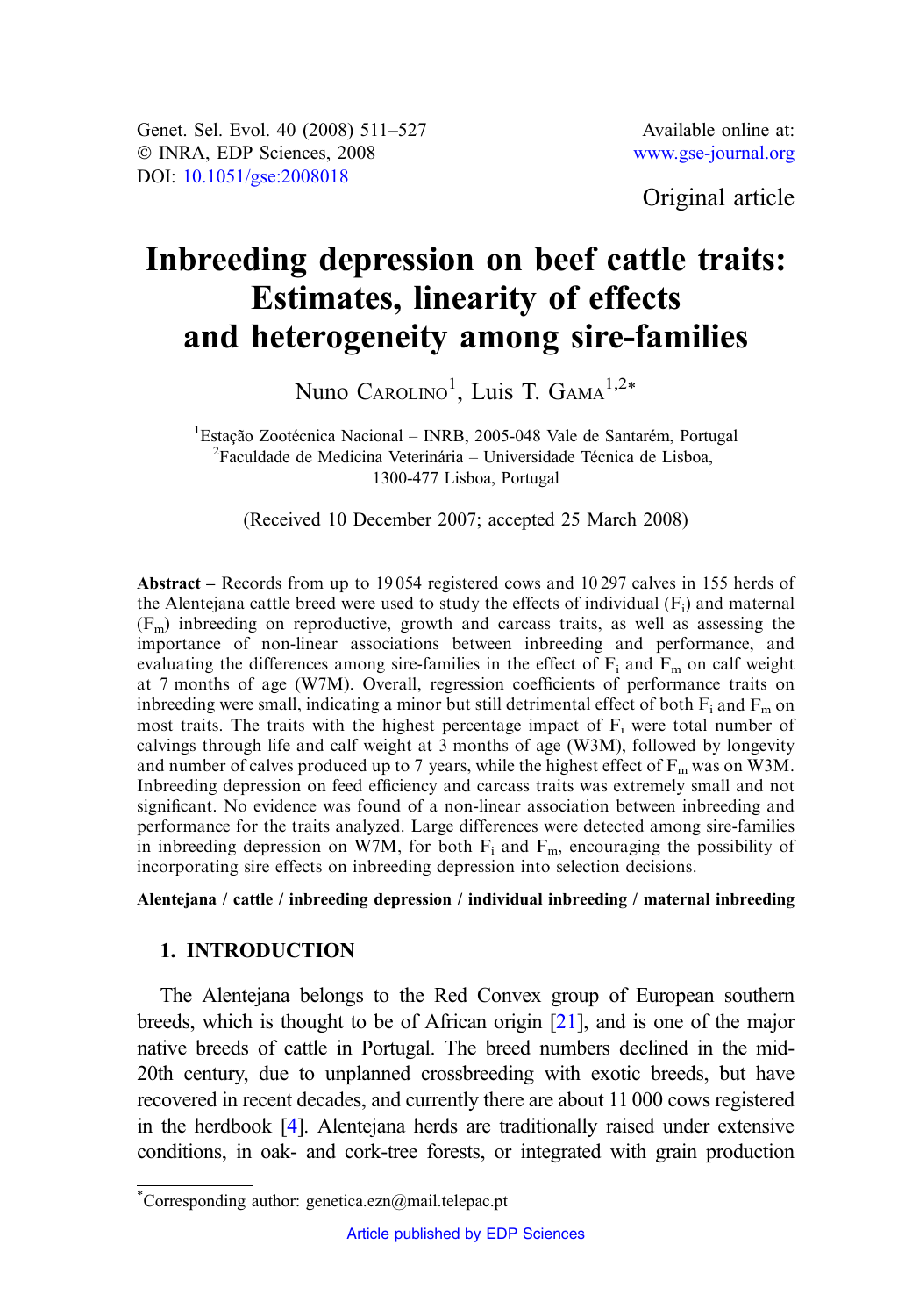Original article

# Inbreeding depression on beef cattle traits: Estimates, linearity of effects and heterogeneity among sire-families

Nuno Carolino[1], Luis T. Gama[1,2*]

[1]Estação Zootécnica Nacional – INRB, 2005-048 Vale de Santarém, Portugal
[2]Faculdade de Medicina Veterinária – Universidade Técnica de Lisboa, 1300-477 Lisboa, Portugal

(Received 10 December 2007; accepted 25 March 2008)

**Abstract** – Records from up to 19 054 registered cows and 10 297 calves in 155 herds of the Alentejana cattle breed were used to study the effects of individual ($F_i$) and maternal ($F_m$) inbreeding on reproductive, growth and carcass traits, as well as assessing the importance of non-linear associations between inbreeding and performance, and evaluating the differences among sire-families in the effect of $F_i$ and $F_m$ on calf weight at 7 months of age (W7M). Overall, regression coefficients of performance traits on inbreeding were small, indicating a minor but still detrimental effect of both $F_i$ and $F_m$ on most traits. The traits with the highest percentage impact of $F_i$ were total number of calvings through life and calf weight at 3 months of age (W3M), followed by longevity and number of calves produced up to 7 years, while the highest effect of $F_m$ was on W3M. Inbreeding depression on feed efficiency and carcass traits was extremely small and not significant. No evidence was found of a non-linear association between inbreeding and performance for the traits analyzed. Large differences were detected among sire-families in inbreeding depression on W7M, for both $F_i$ and $F_m$, encouraging the possibility of incorporating sire effects on inbreeding depression into selection decisions.

**Alentejana / cattle / inbreeding depression / individual inbreeding / maternal inbreeding**

## 1. INTRODUCTION

The Alentejana belongs to the Red Convex group of European southern breeds, which is thought to be of African origin [21], and is one of the major native breeds of cattle in Portugal. The breed numbers declined in the mid-20th century, due to unplanned crossbreeding with exotic breeds, but have recovered in recent decades, and currently there are about 11 000 cows registered in the herdbook [4]. Alentejana herds are traditionally raised under extensive conditions, in oak- and cork-tree forests, or integrated with grain production

*Corresponding author: genetica.ezn@mail.telepac.pt

Article published by EDP Sciences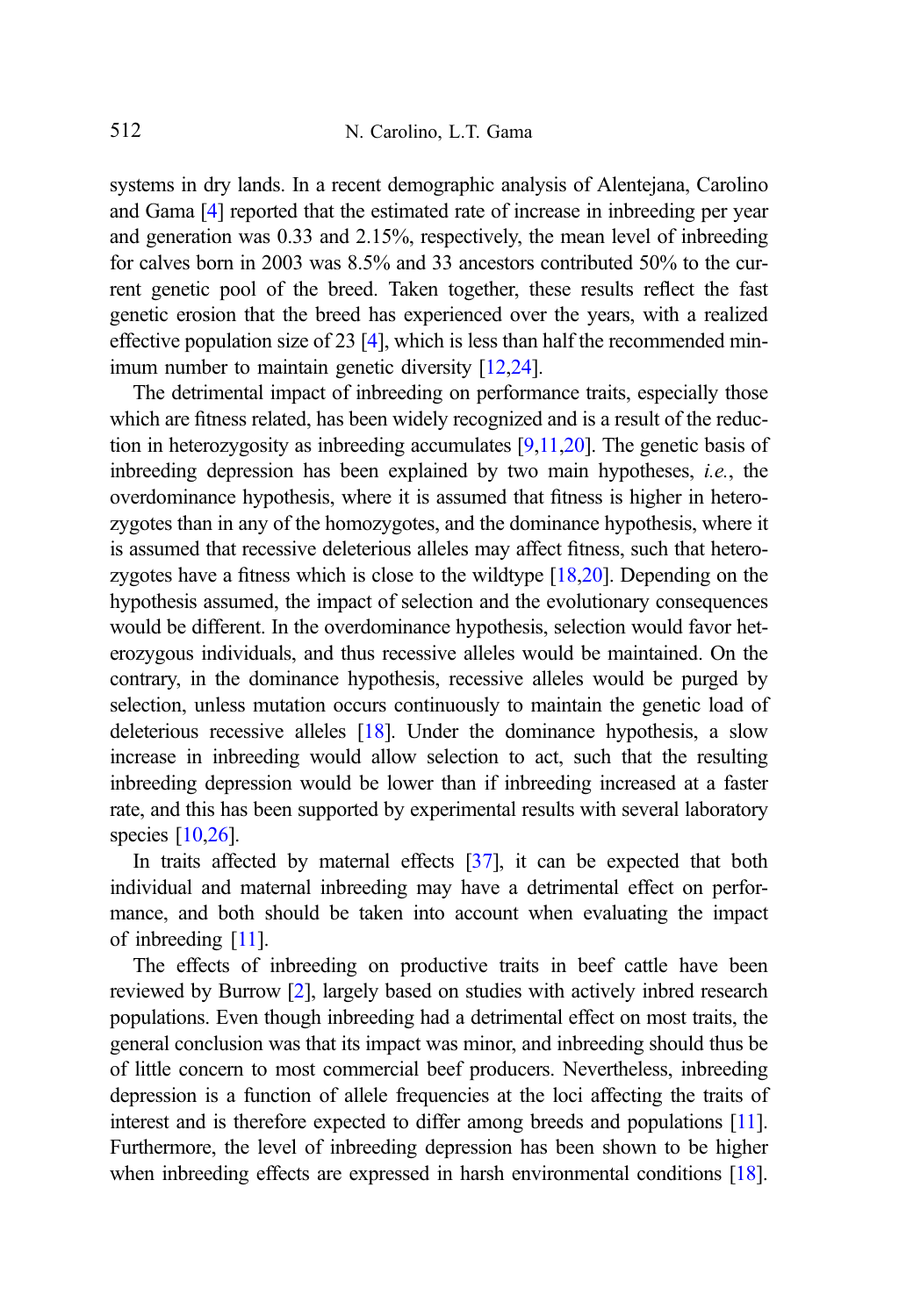systems in dry lands. In a recent demographic analysis of Alentejana, Carolino and Gama [4] reported that the estimated rate of increase in inbreeding per year and generation was 0.33 and 2.15%, respectively, the mean level of inbreeding for calves born in 2003 was 8.5% and 33 ancestors contributed 50% to the current genetic pool of the breed. Taken together, these results reflect the fast genetic erosion that the breed has experienced over the years, with a realized effective population size of 23 [4], which is less than half the recommended minimum number to maintain genetic diversity [12,24].

The detrimental impact of inbreeding on performance traits, especially those which are fitness related, has been widely recognized and is a result of the reduction in heterozygosity as inbreeding accumulates [9,11,20]. The genetic basis of inbreeding depression has been explained by two main hypotheses, *i.e.*, the overdominance hypothesis, where it is assumed that fitness is higher in heterozygotes than in any of the homozygotes, and the dominance hypothesis, where it is assumed that recessive deleterious alleles may affect fitness, such that heterozygotes have a fitness which is close to the wildtype [18,20]. Depending on the hypothesis assumed, the impact of selection and the evolutionary consequences would be different. In the overdominance hypothesis, selection would favor heterozygous individuals, and thus recessive alleles would be maintained. On the contrary, in the dominance hypothesis, recessive alleles would be purged by selection, unless mutation occurs continuously to maintain the genetic load of deleterious recessive alleles [18]. Under the dominance hypothesis, a slow increase in inbreeding would allow selection to act, such that the resulting inbreeding depression would be lower than if inbreeding increased at a faster rate, and this has been supported by experimental results with several laboratory species [10,26].

In traits affected by maternal effects [37], it can be expected that both individual and maternal inbreeding may have a detrimental effect on performance, and both should be taken into account when evaluating the impact of inbreeding [11].

The effects of inbreeding on productive traits in beef cattle have been reviewed by Burrow [2], largely based on studies with actively inbred research populations. Even though inbreeding had a detrimental effect on most traits, the general conclusion was that its impact was minor, and inbreeding should thus be of little concern to most commercial beef producers. Nevertheless, inbreeding depression is a function of allele frequencies at the loci affecting the traits of interest and is therefore expected to differ among breeds and populations [11]. Furthermore, the level of inbreeding depression has been shown to be higher when inbreeding effects are expressed in harsh environmental conditions [18].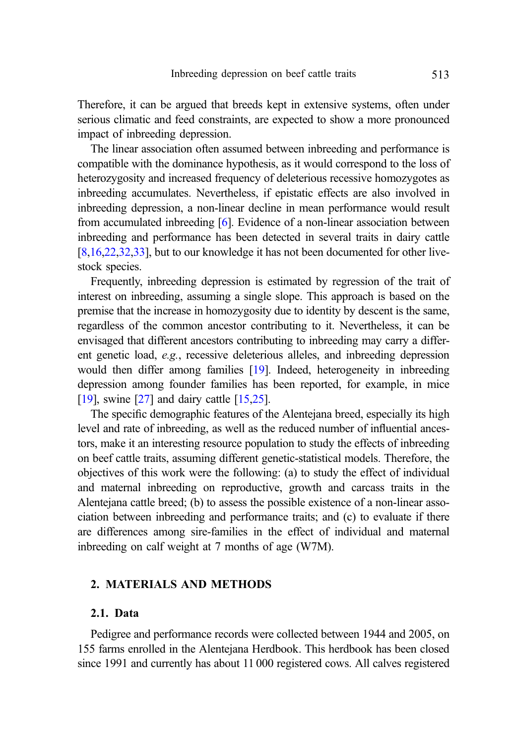Therefore, it can be argued that breeds kept in extensive systems, often under serious climatic and feed constraints, are expected to show a more pronounced impact of inbreeding depression.

The linear association often assumed between inbreeding and performance is compatible with the dominance hypothesis, as it would correspond to the loss of heterozygosity and increased frequency of deleterious recessive homozygotes as inbreeding accumulates. Nevertheless, if epistatic effects are also involved in inbreeding depression, a non-linear decline in mean performance would result from accumulated inbreeding [6]. Evidence of a non-linear association between inbreeding and performance has been detected in several traits in dairy cattle [8,16,22,32,33], but to our knowledge it has not been documented for other livestock species.

Frequently, inbreeding depression is estimated by regression of the trait of interest on inbreeding, assuming a single slope. This approach is based on the premise that the increase in homozygosity due to identity by descent is the same, regardless of the common ancestor contributing to it. Nevertheless, it can be envisaged that different ancestors contributing to inbreeding may carry a different genetic load, *e.g.*, recessive deleterious alleles, and inbreeding depression would then differ among families [19]. Indeed, heterogeneity in inbreeding depression among founder families has been reported, for example, in mice [19], swine [27] and dairy cattle [15,25].

The specific demographic features of the Alentejana breed, especially its high level and rate of inbreeding, as well as the reduced number of influential ancestors, make it an interesting resource population to study the effects of inbreeding on beef cattle traits, assuming different genetic-statistical models. Therefore, the objectives of this work were the following: (a) to study the effect of individual and maternal inbreeding on reproductive, growth and carcass traits in the Alentejana cattle breed; (b) to assess the possible existence of a non-linear association between inbreeding and performance traits; and (c) to evaluate if there are differences among sire-families in the effect of individual and maternal inbreeding on calf weight at 7 months of age (W7M).

## 2. MATERIALS AND METHODS

### 2.1. Data

Pedigree and performance records were collected between 1944 and 2005, on 155 farms enrolled in the Alentejana Herdbook. This herdbook has been closed since 1991 and currently has about 11 000 registered cows. All calves registered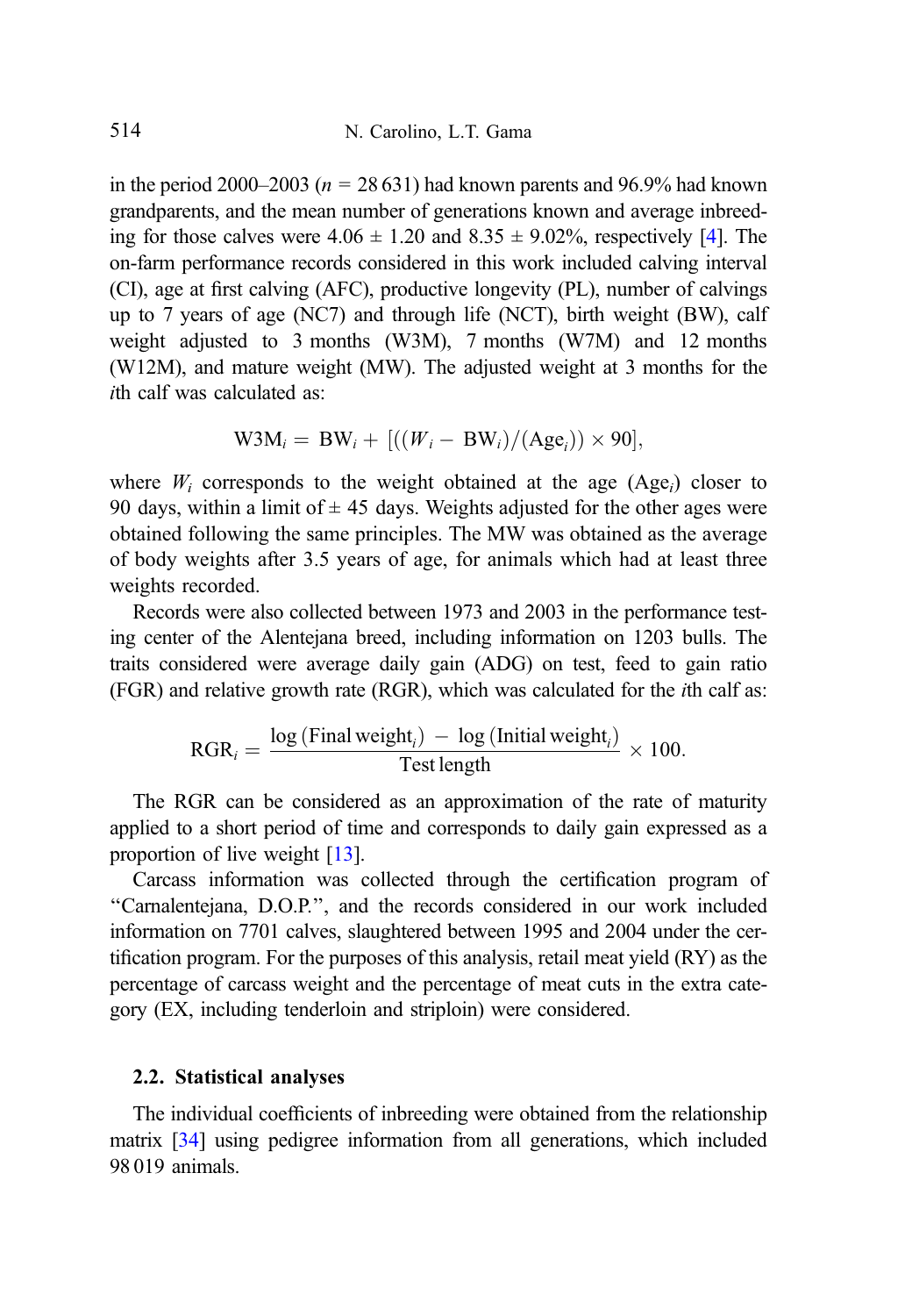in the period 2000–2003 ($n$ = 28 631) had known parents and 96.9% had known grandparents, and the mean number of generations known and average inbreeding for those calves were 4.06 ± 1.20 and 8.35 ± 9.02%, respectively [4]. The on-farm performance records considered in this work included calving interval (CI), age at first calving (AFC), productive longevity (PL), number of calvings up to 7 years of age (NC7) and through life (NCT), birth weight (BW), calf weight adjusted to 3 months (W3M), 7 months (W7M) and 12 months (W12M), and mature weight (MW). The adjusted weight at 3 months for the $i$th calf was calculated as:

$$\mathrm{W3M}_i = \mathrm{BW}_i + [((W_i - \mathrm{BW}_i)/(\mathrm{Age}_i)) \times 90],$$

where $W_i$ corresponds to the weight obtained at the age ($\mathrm{Age}_i$) closer to 90 days, within a limit of ± 45 days. Weights adjusted for the other ages were obtained following the same principles. The MW was obtained as the average of body weights after 3.5 years of age, for animals which had at least three weights recorded.

Records were also collected between 1973 and 2003 in the performance testing center of the Alentejana breed, including information on 1203 bulls. The traits considered were average daily gain (ADG) on test, feed to gain ratio (FGR) and relative growth rate (RGR), which was calculated for the $i$th calf as:

$$\mathrm{RGR}_i = \frac{\log(\mathrm{Final\ weight}_i) - \log(\mathrm{Initial\ weight}_i)}{\mathrm{Test\ length}} \times 100.$$

The RGR can be considered as an approximation of the rate of maturity applied to a short period of time and corresponds to daily gain expressed as a proportion of live weight [13].

Carcass information was collected through the certification program of "Carnalentejana, D.O.P.", and the records considered in our work included information on 7701 calves, slaughtered between 1995 and 2004 under the certification program. For the purposes of this analysis, retail meat yield (RY) as the percentage of carcass weight and the percentage of meat cuts in the extra category (EX, including tenderloin and striploin) were considered.

### 2.2. Statistical analyses

The individual coefficients of inbreeding were obtained from the relationship matrix [34] using pedigree information from all generations, which included 98 019 animals.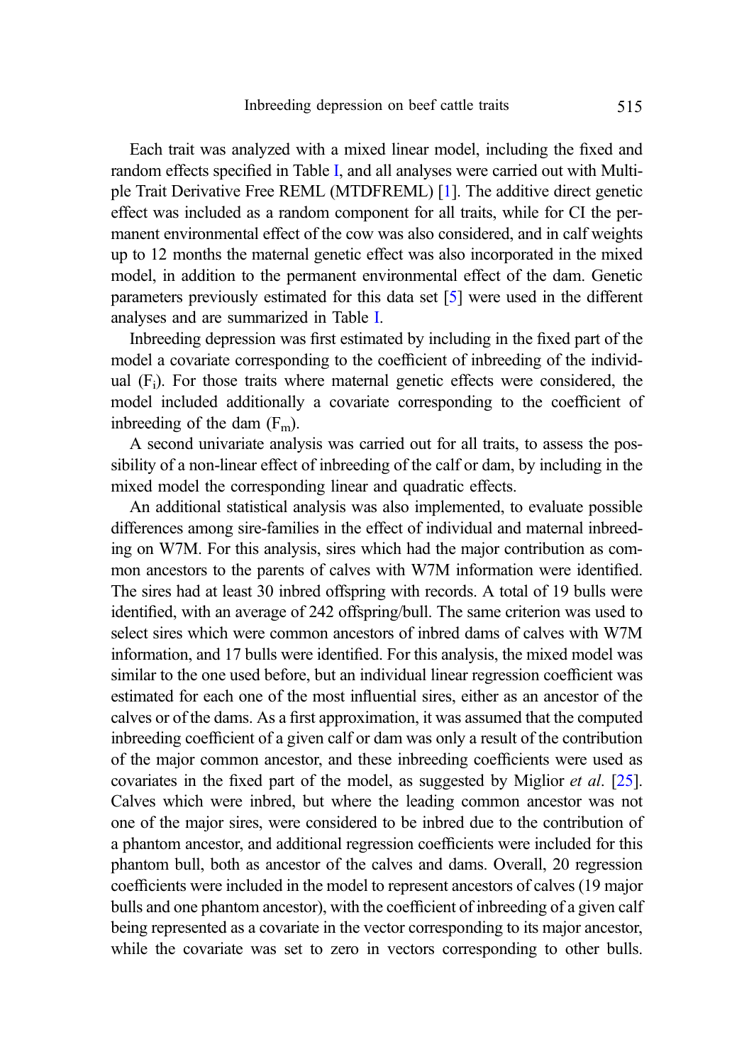Each trait was analyzed with a mixed linear model, including the fixed and random effects specified in Table I, and all analyses were carried out with Multiple Trait Derivative Free REML (MTDFREML) [1]. The additive direct genetic effect was included as a random component for all traits, while for CI the permanent environmental effect of the cow was also considered, and in calf weights up to 12 months the maternal genetic effect was also incorporated in the mixed model, in addition to the permanent environmental effect of the dam. Genetic parameters previously estimated for this data set [5] were used in the different analyses and are summarized in Table I.

Inbreeding depression was first estimated by including in the fixed part of the model a covariate corresponding to the coefficient of inbreeding of the individual ($F_i$). For those traits where maternal genetic effects were considered, the model included additionally a covariate corresponding to the coefficient of inbreeding of the dam ($F_m$).

A second univariate analysis was carried out for all traits, to assess the possibility of a non-linear effect of inbreeding of the calf or dam, by including in the mixed model the corresponding linear and quadratic effects.

An additional statistical analysis was also implemented, to evaluate possible differences among sire-families in the effect of individual and maternal inbreeding on W7M. For this analysis, sires which had the major contribution as common ancestors to the parents of calves with W7M information were identified. The sires had at least 30 inbred offspring with records. A total of 19 bulls were identified, with an average of 242 offspring/bull. The same criterion was used to select sires which were common ancestors of inbred dams of calves with W7M information, and 17 bulls were identified. For this analysis, the mixed model was similar to the one used before, but an individual linear regression coefficient was estimated for each one of the most influential sires, either as an ancestor of the calves or of the dams. As a first approximation, it was assumed that the computed inbreeding coefficient of a given calf or dam was only a result of the contribution of the major common ancestor, and these inbreeding coefficients were used as covariates in the fixed part of the model, as suggested by Miglior *et al.* [25]. Calves which were inbred, but where the leading common ancestor was not one of the major sires, were considered to be inbred due to the contribution of a phantom ancestor, and additional regression coefficients were included for this phantom bull, both as ancestor of the calves and dams. Overall, 20 regression coefficients were included in the model to represent ancestors of calves (19 major bulls and one phantom ancestor), with the coefficient of inbreeding of a given calf being represented as a covariate in the vector corresponding to its major ancestor, while the covariate was set to zero in vectors corresponding to other bulls.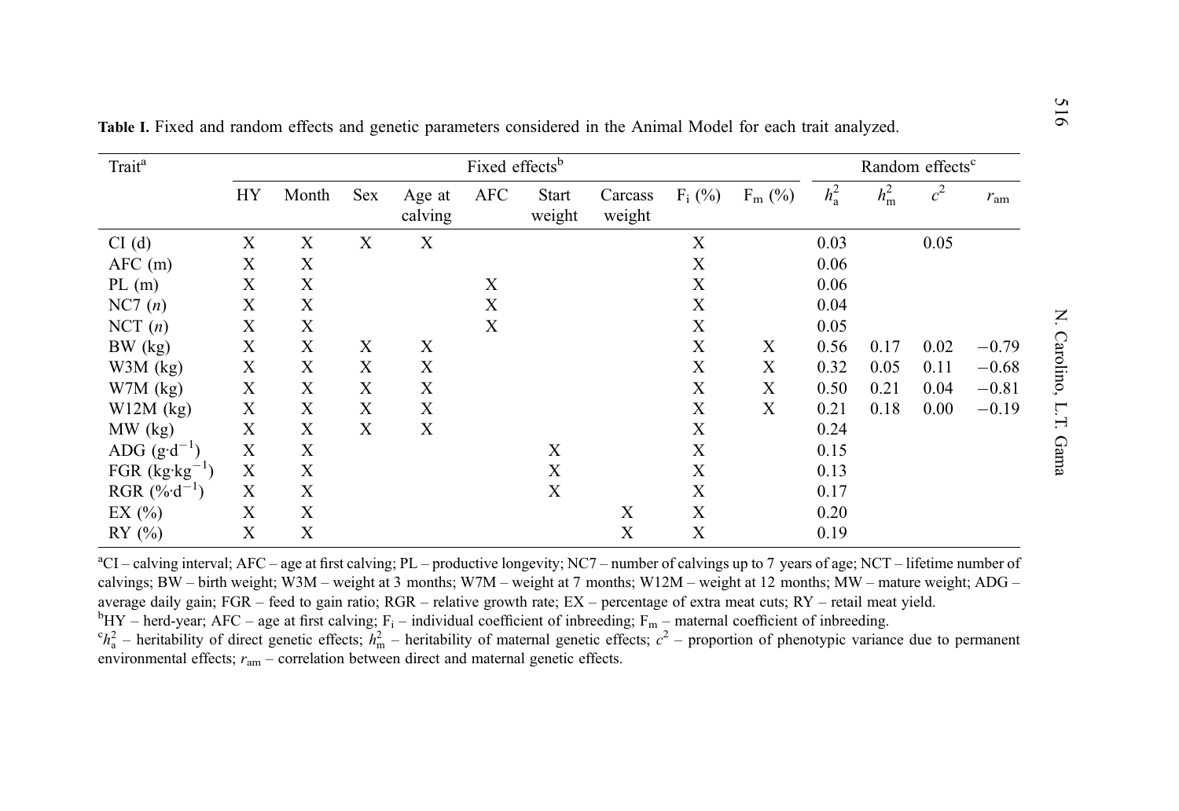**Table I.** Fixed and random effects and genetic parameters considered in the Animal Model for each trait analyzed.

| Trait[a] | Fixed effects[b] | | | | | | | | | Random effects[c] | | | |
|---|---|---|---|---|---|---|---|---|---|---|---|---|---|
| | HY | Month | Sex | Age at calving | AFC | Start weight | Carcass weight | $F_i$ (%) | $F_m$ (%) | $h^2_a$ | $h^2_m$ | $c^2$ | $r_{am}$ |
| CI (d) | X | X | X | X | | | | X | | 0.03 | | 0.05 | |
| AFC (m) | X | X | | | | | | X | | 0.06 | | | |
| PL (m) | X | X | | | X | | | X | | 0.06 | | | |
| NC7 ($n$) | X | X | | | X | | | X | | 0.04 | | | |
| NCT ($n$) | X | X | | | X | | | X | | 0.05 | | | |
| BW (kg) | X | X | X | X | | | | X | X | 0.56 | 0.17 | 0.02 | −0.79 |
| W3M (kg) | X | X | X | X | | | | X | X | 0.32 | 0.05 | 0.11 | −0.68 |
| W7M (kg) | X | X | X | X | | | | X | X | 0.50 | 0.21 | 0.04 | −0.81 |
| W12M (kg) | X | X | X | X | | | | X | X | 0.21 | 0.18 | 0.00 | −0.19 |
| MW (kg) | X | X | X | X | | | | X | | 0.24 | | | |
| ADG ($g \cdot d^{-1}$) | X | X | | | | X | | X | | 0.15 | | | |
| FGR ($kg \cdot kg^{-1}$) | X | X | | | | X | | X | | 0.13 | | | |
| RGR ($\% \cdot d^{-1}$) | X | X | | | | X | | X | | 0.17 | | | |
| EX (%) | X | X | | | | | X | X | | 0.20 | | | |
| RY (%) | X | X | | | | | X | X | | 0.19 | | | |

[a]CI – calving interval; AFC – age at first calving; PL – productive longevity; NC7 – number of calvings up to 7 years of age; NCT – lifetime number of calvings; BW – birth weight; W3M – weight at 3 months; W7M – weight at 7 months; W12M – weight at 12 months; MW – mature weight; ADG – average daily gain; FGR – feed to gain ratio; RGR – relative growth rate; EX – percentage of extra meat cuts; RY – retail meat yield.
[b]HY – herd-year; AFC – age at first calving; $F_i$ – individual coefficient of inbreeding; $F_m$ – maternal coefficient of inbreeding.
[c]$h^2_a$ – heritability of direct genetic effects; $h^2_m$ – heritability of maternal genetic effects; $c^2$ – proportion of phenotypic variance due to permanent environmental effects; $r_{am}$ – correlation between direct and maternal genetic effects.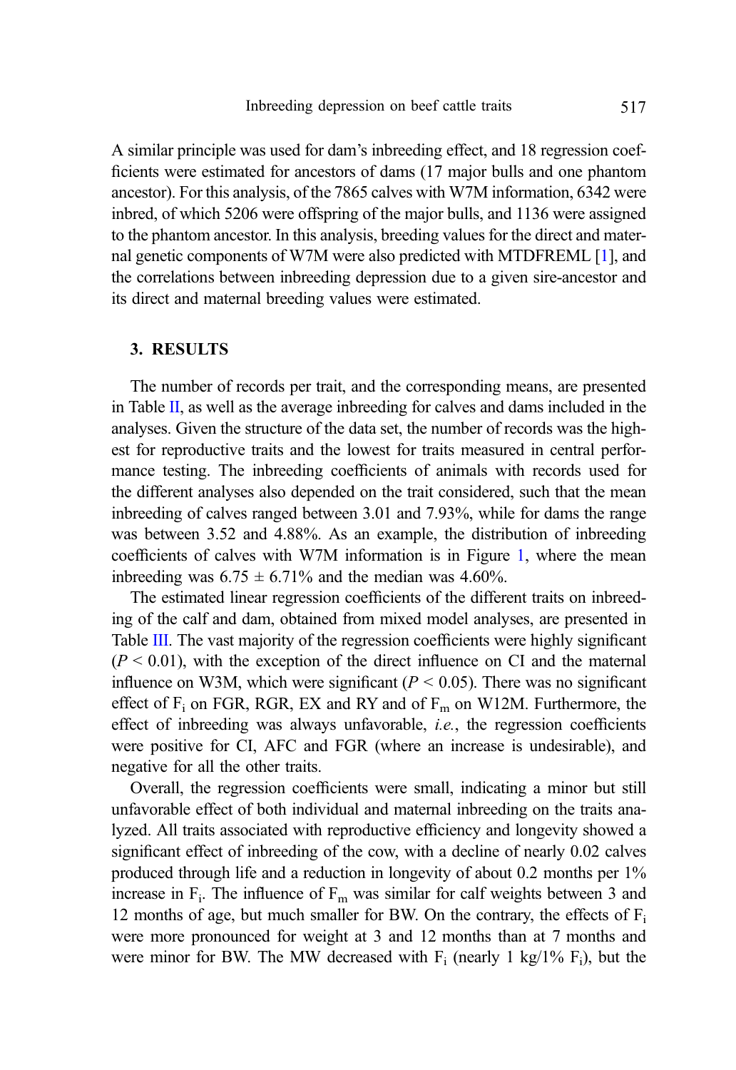A similar principle was used for dam's inbreeding effect, and 18 regression coefficients were estimated for ancestors of dams (17 major bulls and one phantom ancestor). For this analysis, of the 7865 calves with W7M information, 6342 were inbred, of which 5206 were offspring of the major bulls, and 1136 were assigned to the phantom ancestor. In this analysis, breeding values for the direct and maternal genetic components of W7M were also predicted with MTDFREML [1], and the correlations between inbreeding depression due to a given sire-ancestor and its direct and maternal breeding values were estimated.

## 3. RESULTS

The number of records per trait, and the corresponding means, are presented in Table II, as well as the average inbreeding for calves and dams included in the analyses. Given the structure of the data set, the number of records was the highest for reproductive traits and the lowest for traits measured in central performance testing. The inbreeding coefficients of animals with records used for the different analyses also depended on the trait considered, such that the mean inbreeding of calves ranged between 3.01 and 7.93%, while for dams the range was between 3.52 and 4.88%. As an example, the distribution of inbreeding coefficients of calves with W7M information is in Figure 1, where the mean inbreeding was 6.75 ± 6.71% and the median was 4.60%.

The estimated linear regression coefficients of the different traits on inbreeding of the calf and dam, obtained from mixed model analyses, are presented in Table III. The vast majority of the regression coefficients were highly significant ($P < 0.01$), with the exception of the direct influence on CI and the maternal influence on W3M, which were significant ($P < 0.05$). There was no significant effect of $F_i$ on FGR, RGR, EX and RY and of $F_m$ on W12M. Furthermore, the effect of inbreeding was always unfavorable, *i.e.*, the regression coefficients were positive for CI, AFC and FGR (where an increase is undesirable), and negative for all the other traits.

Overall, the regression coefficients were small, indicating a minor but still unfavorable effect of both individual and maternal inbreeding on the traits analyzed. All traits associated with reproductive efficiency and longevity showed a significant effect of inbreeding of the cow, with a decline of nearly 0.02 calves produced through life and a reduction in longevity of about 0.2 months per 1% increase in $F_i$. The influence of $F_m$ was similar for calf weights between 3 and 12 months of age, but much smaller for BW. On the contrary, the effects of $F_i$ were more pronounced for weight at 3 and 12 months than at 7 months and were minor for BW. The MW decreased with $F_i$ (nearly 1 kg/1% $F_i$), but the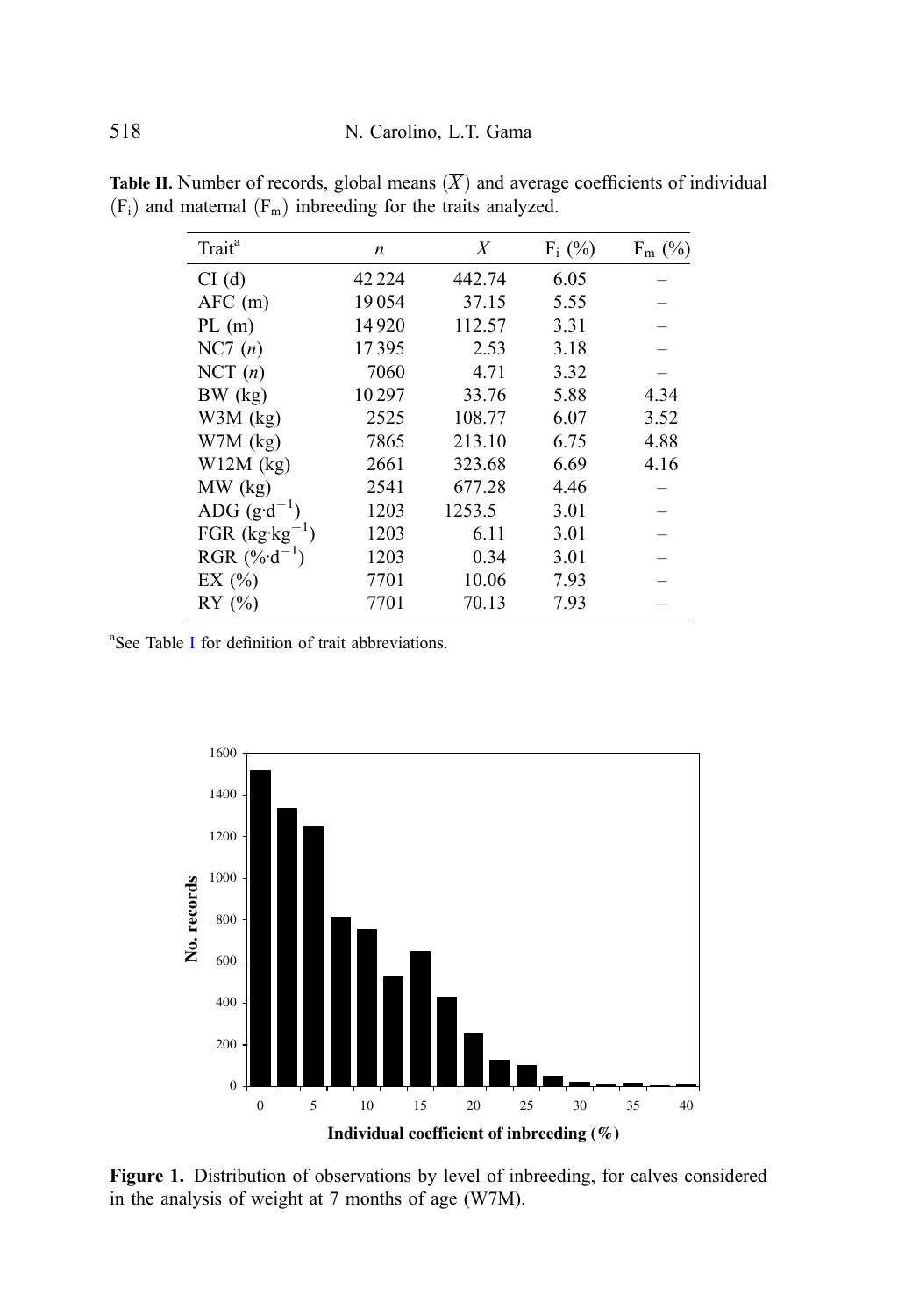**Table II.** Number of records, global means $(\overline{X})$ and average coefficients of individual $(\overline{F}_i)$ and maternal $(\overline{F}_m)$ inbreeding for the traits analyzed.

| Trait[a] | $n$ | $\overline{X}$ | $\overline{F}_i$ (%) | $\overline{F}_m$ (%) |
|---|---|---|---|---|
| CI (d) | 42 224 | 442.74 | 6.05 | – |
| AFC (m) | 19 054 | 37.15 | 5.55 | – |
| PL (m) | 14 920 | 112.57 | 3.31 | – |
| NC7 ($n$) | 17 395 | 2.53 | 3.18 | – |
| NCT ($n$) | 7060 | 4.71 | 3.32 | – |
| BW (kg) | 10 297 | 33.76 | 5.88 | 4.34 |
| W3M (kg) | 2525 | 108.77 | 6.07 | 3.52 |
| W7M (kg) | 7865 | 213.10 | 6.75 | 4.88 |
| W12M (kg) | 2661 | 323.68 | 6.69 | 4.16 |
| MW (kg) | 2541 | 677.28 | 4.46 | – |
| ADG ($g \cdot d^{-1}$) | 1203 | 1253.5 | 3.01 | – |
| FGR ($kg \cdot kg^{-1}$) | 1203 | 6.11 | 3.01 | – |
| RGR ($\% \cdot d^{-1}$) | 1203 | 0.34 | 3.01 | – |
| EX (%) | 7701 | 10.06 | 7.93 | – |
| RY (%) | 7701 | 70.13 | 7.93 | – |

[a]See Table I for definition of trait abbreviations.

**Figure 1.** Distribution of observations by level of inbreeding, for calves considered in the analysis of weight at 7 months of age (W7M).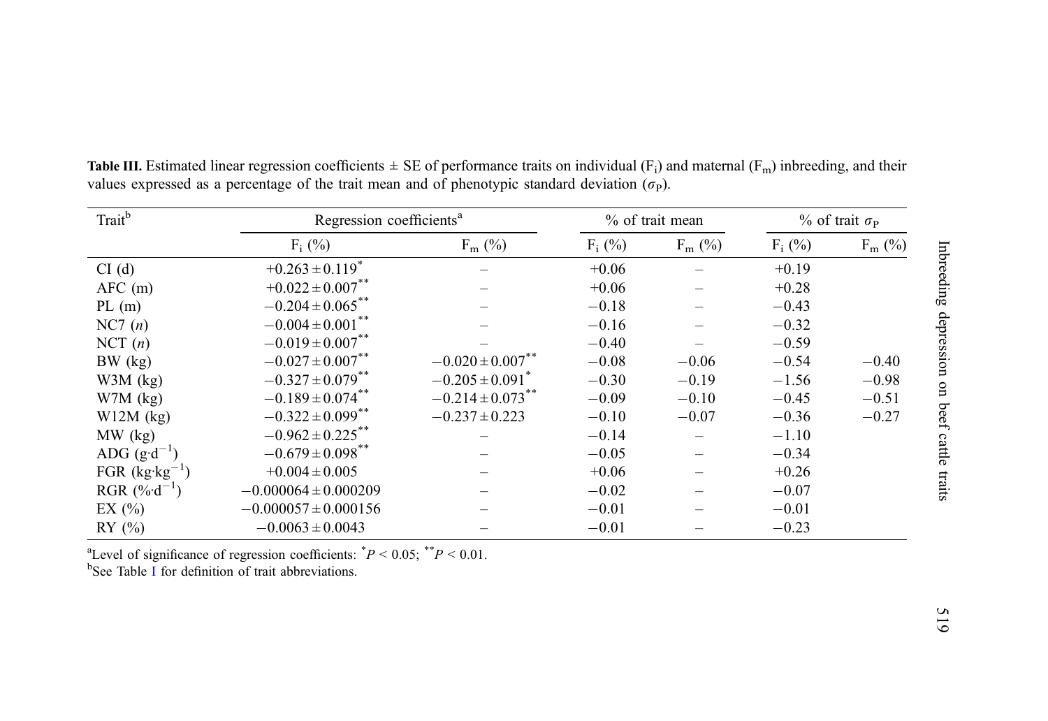**Table III.** Estimated linear regression coefficients ± SE of performance traits on individual ($F_i$) and maternal ($F_m$) inbreeding, and their values expressed as a percentage of the trait mean and of phenotypic standard deviation ($\sigma_P$).

| Trait[b] | Regression coefficients[a] | | % of trait mean | | % of trait $\sigma_P$ | |
|---|---|---|---|---|---|---|
| | $F_i$ (%) | $F_m$ (%) | $F_i$ (%) | $F_m$ (%) | $F_i$ (%) | $F_m$ (%) |
| CI (d) | $+0.263 \pm 0.119^{*}$ | – | +0.06 | – | +0.19 | |
| AFC (m) | $+0.022 \pm 0.007^{**}$ | – | +0.06 | – | +0.28 | |
| PL (m) | $-0.204 \pm 0.065^{**}$ | – | −0.18 | – | −0.43 | |
| NC7 (*n*) | $-0.004 \pm 0.001^{**}$ | – | −0.16 | – | −0.32 | |
| NCT (*n*) | $-0.019 \pm 0.007^{**}$ | – | −0.40 | – | −0.59 | |
| BW (kg) | $-0.027 \pm 0.007^{**}$ | $-0.020 \pm 0.007^{**}$ | −0.08 | −0.06 | −0.54 | −0.40 |
| W3M (kg) | $-0.327 \pm 0.079^{**}$ | $-0.205 \pm 0.091^{*}$ | −0.30 | −0.19 | −1.56 | −0.98 |
| W7M (kg) | $-0.189 \pm 0.074^{**}$ | $-0.214 \pm 0.073^{**}$ | −0.09 | −0.10 | −0.45 | −0.51 |
| W12M (kg) | $-0.322 \pm 0.099^{**}$ | $-0.237 \pm 0.223$ | −0.10 | −0.07 | −0.36 | −0.27 |
| MW (kg) | $-0.962 \pm 0.225^{**}$ | – | −0.14 | – | −1.10 | |
| ADG ($g \cdot d^{-1}$) | $-0.679 \pm 0.098^{**}$ | – | −0.05 | – | −0.34 | |
| FGR ($kg \cdot kg^{-1}$) | $+0.004 \pm 0.005$ | – | +0.06 | – | +0.26 | |
| RGR ($\% \cdot d^{-1}$) | $-0.000064 \pm 0.000209$ | – | −0.02 | – | −0.07 | |
| EX (%) | $-0.000057 \pm 0.000156$ | – | −0.01 | – | −0.01 | |
| RY (%) | $-0.0063 \pm 0.0043$ | – | −0.01 | – | −0.23 | |

[a]Level of significance of regression coefficients: $^{*}P < 0.05$; $^{**}P < 0.01$.
[b]See Table I for definition of trait abbreviations.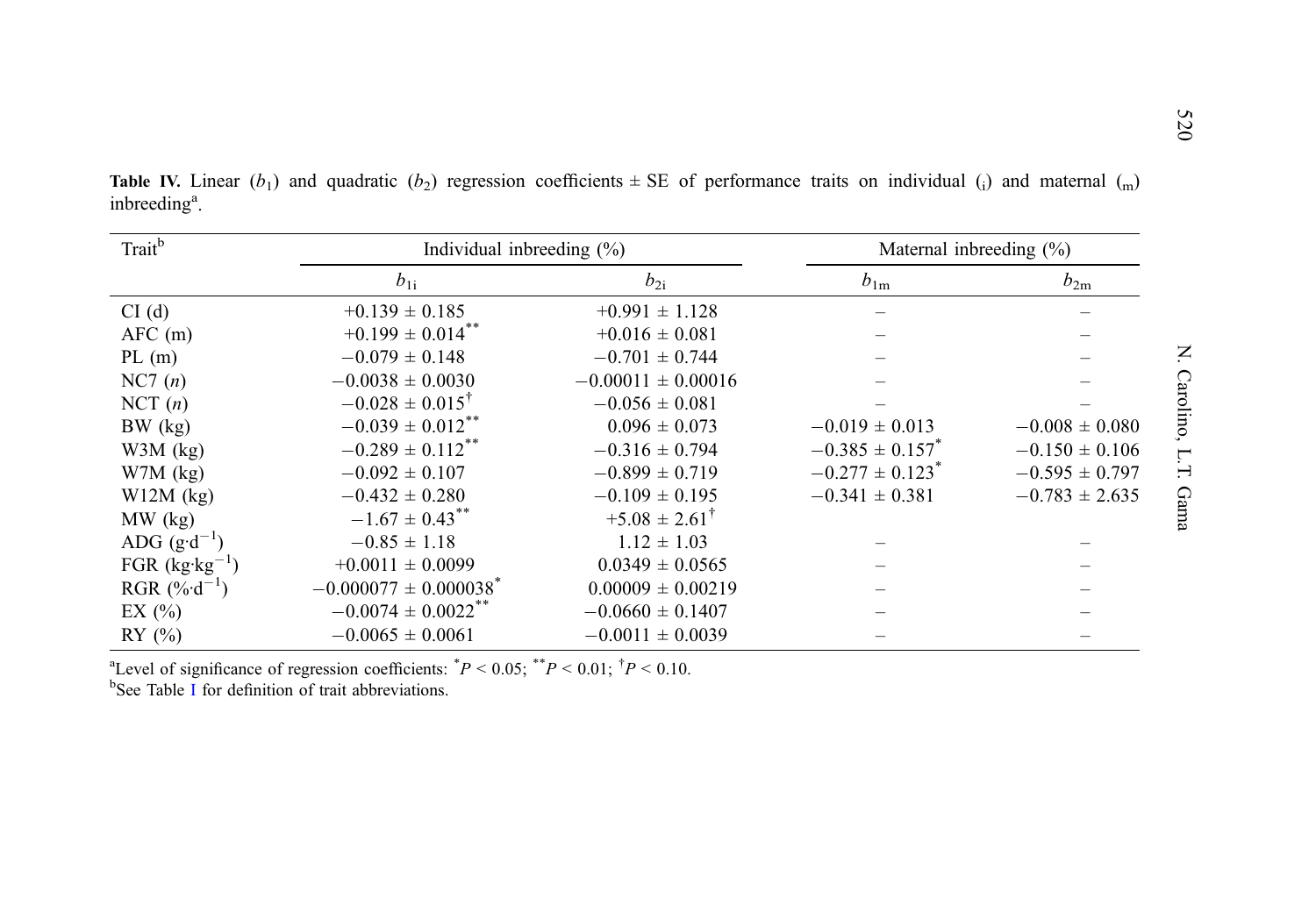**Table IV.** Linear ($b_1$) and quadratic ($b_2$) regression coefficients ± SE of performance traits on individual ($_i$) and maternal ($_m$) inbreeding[a].

| Trait[b] | Individual inbreeding (%) | | Maternal inbreeding (%) | |
|---|---|---|---|---|
| | $b_{1i}$ | $b_{2i}$ | $b_{1m}$ | $b_{2m}$ |
| CI (d) | +0.139 ± 0.185 | +0.991 ± 1.128 | – | – |
| AFC (m) | +0.199 ± 0.014** | +0.016 ± 0.081 | – | – |
| PL (m) | −0.079 ± 0.148 | −0.701 ± 0.744 | – | – |
| NC7 (*n*) | −0.0038 ± 0.0030 | −0.00011 ± 0.00016 | – | – |
| NCT (*n*) | −0.028 ± 0.015† | −0.056 ± 0.081 | – | – |
| BW (kg) | −0.039 ± 0.012** | 0.096 ± 0.073 | −0.019 ± 0.013 | −0.008 ± 0.080 |
| W3M (kg) | −0.289 ± 0.112** | −0.316 ± 0.794 | −0.385 ± 0.157* | −0.150 ± 0.106 |
| W7M (kg) | −0.092 ± 0.107 | −0.899 ± 0.719 | −0.277 ± 0.123* | −0.595 ± 0.797 |
| W12M (kg) | −0.432 ± 0.280 | −0.109 ± 0.195 | −0.341 ± 0.381 | −0.783 ± 2.635 |
| MW (kg) | −1.67 ± 0.43** | +5.08 ± 2.61† | | |
| ADG ($g \cdot d^{-1}$) | −0.85 ± 1.18 | 1.12 ± 1.03 | – | – |
| FGR ($kg \cdot kg^{-1}$) | +0.0011 ± 0.0099 | 0.0349 ± 0.0565 | – | – |
| RGR ($\% \cdot d^{-1}$) | −0.000077 ± 0.000038* | 0.00009 ± 0.00219 | – | – |
| EX (%) | −0.0074 ± 0.0022** | −0.0660 ± 0.1407 | – | – |
| RY (%) | −0.0065 ± 0.0061 | −0.0011 ± 0.0039 | – | – |

[a]Level of significance of regression coefficients: *$P < 0.05$; **$P < 0.01$; †$P < 0.10$.
[b]See Table I for definition of trait abbreviations.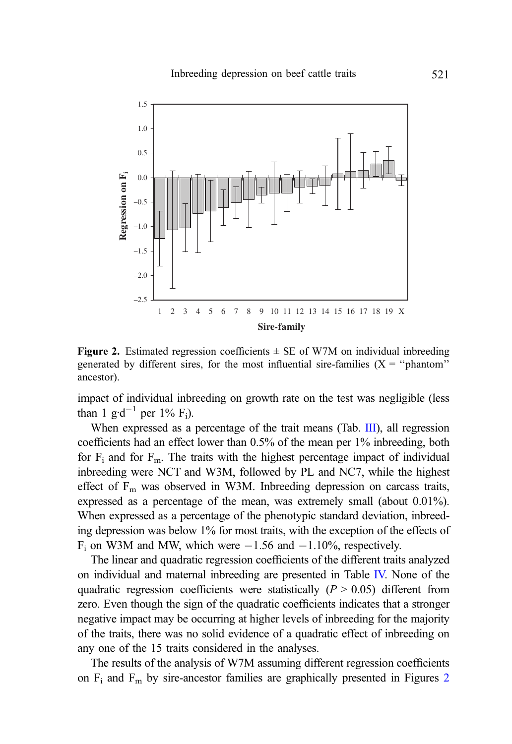**Figure 2.** Estimated regression coefficients ± SE of W7M on individual inbreeding generated by different sires, for the most influential sire-families (X = "phantom" ancestor).

impact of individual inbreeding on growth rate on the test was negligible (less than 1 $g \cdot d^{-1}$ per 1% $F_i$).

When expressed as a percentage of the trait means (Tab. III), all regression coefficients had an effect lower than 0.5% of the mean per 1% inbreeding, both for $F_i$ and for $F_m$. The traits with the highest percentage impact of individual inbreeding were NCT and W3M, followed by PL and NC7, while the highest effect of $F_m$ was observed in W3M. Inbreeding depression on carcass traits, expressed as a percentage of the mean, was extremely small (about 0.01%). When expressed as a percentage of the phenotypic standard deviation, inbreeding depression was below 1% for most traits, with the exception of the effects of $F_i$ on W3M and MW, which were −1.56 and −1.10%, respectively.

The linear and quadratic regression coefficients of the different traits analyzed on individual and maternal inbreeding are presented in Table IV. None of the quadratic regression coefficients were statistically ($P > 0.05$) different from zero. Even though the sign of the quadratic coefficients indicates that a stronger negative impact may be occurring at higher levels of inbreeding for the majority of the traits, there was no solid evidence of a quadratic effect of inbreeding on any one of the 15 traits considered in the analyses.

The results of the analysis of W7M assuming different regression coefficients on $F_i$ and $F_m$ by sire-ancestor families are graphically presented in Figures 2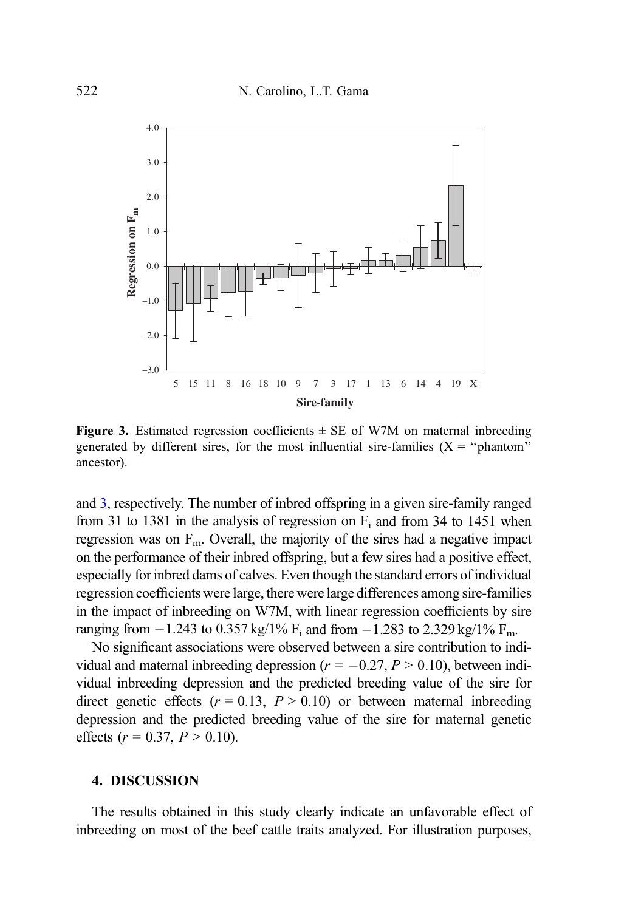**Figure 3.** Estimated regression coefficients ± SE of W7M on maternal inbreeding generated by different sires, for the most influential sire-families (X = "phantom" ancestor).

and 3, respectively. The number of inbred offspring in a given sire-family ranged from 31 to 1381 in the analysis of regression on $F_i$ and from 34 to 1451 when regression was on $F_m$. Overall, the majority of the sires had a negative impact on the performance of their inbred offspring, but a few sires had a positive effect, especially for inbred dams of calves. Even though the standard errors of individual regression coefficients were large, there were large differences among sire-families in the impact of inbreeding on W7M, with linear regression coefficients by sire ranging from −1.243 to 0.357 kg/1% $F_i$ and from −1.283 to 2.329 kg/1% $F_m$.

No significant associations were observed between a sire contribution to individual and maternal inbreeding depression ($r = -0.27$, $P > 0.10$), between individual inbreeding depression and the predicted breeding value of the sire for direct genetic effects ($r = 0.13$, $P > 0.10$) or between maternal inbreeding depression and the predicted breeding value of the sire for maternal genetic effects ($r = 0.37$, $P > 0.10$).

## 4. DISCUSSION

The results obtained in this study clearly indicate an unfavorable effect of inbreeding on most of the beef cattle traits analyzed. For illustration purposes,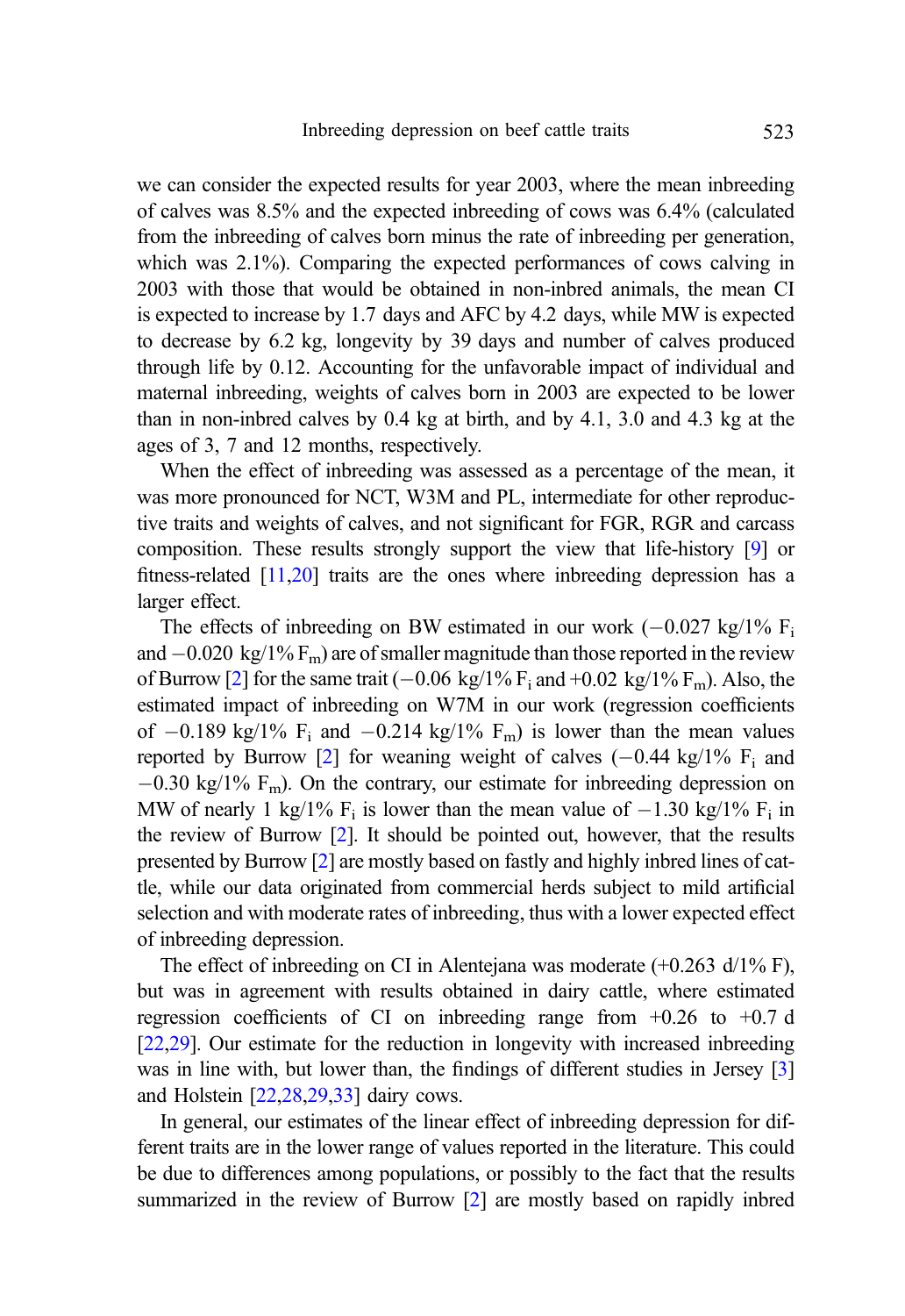we can consider the expected results for year 2003, where the mean inbreeding of calves was 8.5% and the expected inbreeding of cows was 6.4% (calculated from the inbreeding of calves born minus the rate of inbreeding per generation, which was 2.1%). Comparing the expected performances of cows calving in 2003 with those that would be obtained in non-inbred animals, the mean CI is expected to increase by 1.7 days and AFC by 4.2 days, while MW is expected to decrease by 6.2 kg, longevity by 39 days and number of calves produced through life by 0.12. Accounting for the unfavorable impact of individual and maternal inbreeding, weights of calves born in 2003 are expected to be lower than in non-inbred calves by 0.4 kg at birth, and by 4.1, 3.0 and 4.3 kg at the ages of 3, 7 and 12 months, respectively.

When the effect of inbreeding was assessed as a percentage of the mean, it was more pronounced for NCT, W3M and PL, intermediate for other reproductive traits and weights of calves, and not significant for FGR, RGR and carcass composition. These results strongly support the view that life-history [9] or fitness-related [11,20] traits are the ones where inbreeding depression has a larger effect.

The effects of inbreeding on BW estimated in our work ($-0.027$ kg/1% $F_i$ and $-0.020$ kg/1% $F_m$) are of smaller magnitude than those reported in the review of Burrow [2] for the same trait ($-0.06$ kg/1% $F_i$ and $+0.02$ kg/1% $F_m$). Also, the estimated impact of inbreeding on W7M in our work (regression coefficients of $-0.189$ kg/1% $F_i$ and $-0.214$ kg/1% $F_m$) is lower than the mean values reported by Burrow [2] for weaning weight of calves ($-0.44$ kg/1% $F_i$ and $-0.30$ kg/1% $F_m$). On the contrary, our estimate for inbreeding depression on MW of nearly 1 kg/1% $F_i$ is lower than the mean value of $-1.30$ kg/1% $F_i$ in the review of Burrow [2]. It should be pointed out, however, that the results presented by Burrow [2] are mostly based on fastly and highly inbred lines of cattle, while our data originated from commercial herds subject to mild artificial selection and with moderate rates of inbreeding, thus with a lower expected effect of inbreeding depression.

The effect of inbreeding on CI in Alentejana was moderate (+0.263 d/1% F), but was in agreement with results obtained in dairy cattle, where estimated regression coefficients of CI on inbreeding range from +0.26 to +0.7 d [22,29]. Our estimate for the reduction in longevity with increased inbreeding was in line with, but lower than, the findings of different studies in Jersey [3] and Holstein [22,28,29,33] dairy cows.

In general, our estimates of the linear effect of inbreeding depression for different traits are in the lower range of values reported in the literature. This could be due to differences among populations, or possibly to the fact that the results summarized in the review of Burrow [2] are mostly based on rapidly inbred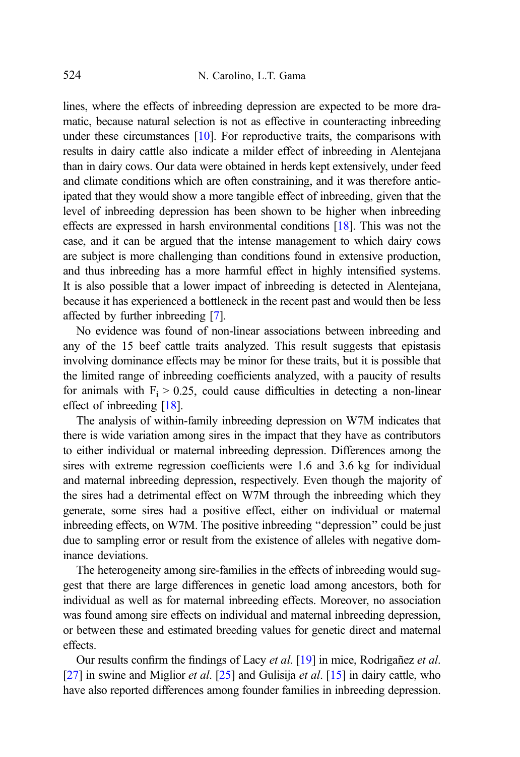lines, where the effects of inbreeding depression are expected to be more dramatic, because natural selection is not as effective in counteracting inbreeding under these circumstances [10]. For reproductive traits, the comparisons with results in dairy cattle also indicate a milder effect of inbreeding in Alentejana than in dairy cows. Our data were obtained in herds kept extensively, under feed and climate conditions which are often constraining, and it was therefore anticipated that they would show a more tangible effect of inbreeding, given that the level of inbreeding depression has been shown to be higher when inbreeding effects are expressed in harsh environmental conditions [18]. This was not the case, and it can be argued that the intense management to which dairy cows are subject is more challenging than conditions found in extensive production, and thus inbreeding has a more harmful effect in highly intensified systems. It is also possible that a lower impact of inbreeding is detected in Alentejana, because it has experienced a bottleneck in the recent past and would then be less affected by further inbreeding [7].

No evidence was found of non-linear associations between inbreeding and any of the 15 beef cattle traits analyzed. This result suggests that epistasis involving dominance effects may be minor for these traits, but it is possible that the limited range of inbreeding coefficients analyzed, with a paucity of results for animals with $F_i > 0.25$, could cause difficulties in detecting a non-linear effect of inbreeding [18].

The analysis of within-family inbreeding depression on W7M indicates that there is wide variation among sires in the impact that they have as contributors to either individual or maternal inbreeding depression. Differences among the sires with extreme regression coefficients were 1.6 and 3.6 kg for individual and maternal inbreeding depression, respectively. Even though the majority of the sires had a detrimental effect on W7M through the inbreeding which they generate, some sires had a positive effect, either on individual or maternal inbreeding effects, on W7M. The positive inbreeding "depression" could be just due to sampling error or result from the existence of alleles with negative dominance deviations.

The heterogeneity among sire-families in the effects of inbreeding would suggest that there are large differences in genetic load among ancestors, both for individual as well as for maternal inbreeding effects. Moreover, no association was found among sire effects on individual and maternal inbreeding depression, or between these and estimated breeding values for genetic direct and maternal effects.

Our results confirm the findings of Lacy *et al.* [19] in mice, Rodrigañez *et al.* [27] in swine and Miglior *et al.* [25] and Gulisija *et al.* [15] in dairy cattle, who have also reported differences among founder families in inbreeding depression.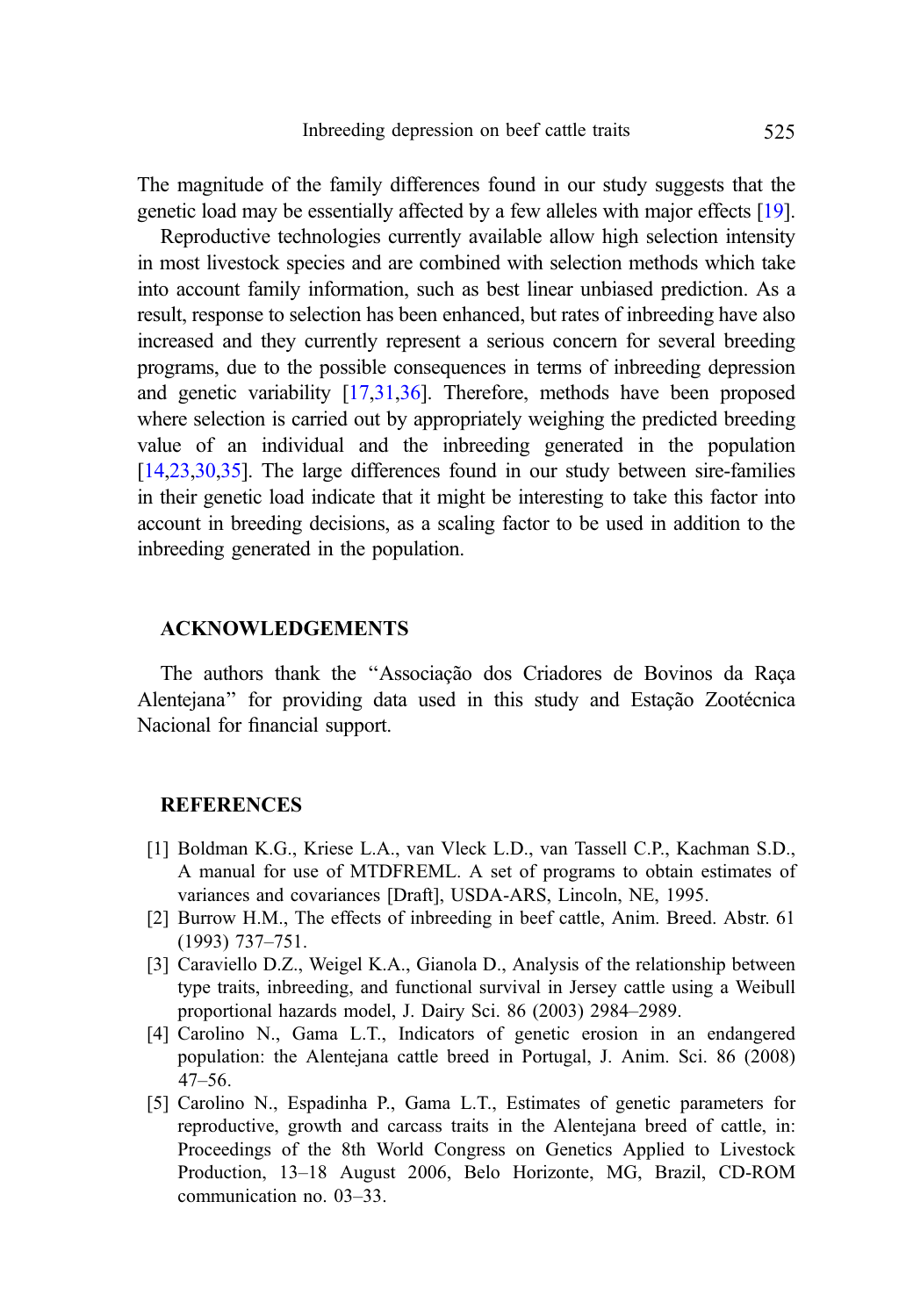The magnitude of the family differences found in our study suggests that the genetic load may be essentially affected by a few alleles with major effects [19].

Reproductive technologies currently available allow high selection intensity in most livestock species and are combined with selection methods which take into account family information, such as best linear unbiased prediction. As a result, response to selection has been enhanced, but rates of inbreeding have also increased and they currently represent a serious concern for several breeding programs, due to the possible consequences in terms of inbreeding depression and genetic variability [17,31,36]. Therefore, methods have been proposed where selection is carried out by appropriately weighing the predicted breeding value of an individual and the inbreeding generated in the population [14,23,30,35]. The large differences found in our study between sire-families in their genetic load indicate that it might be interesting to take this factor into account in breeding decisions, as a scaling factor to be used in addition to the inbreeding generated in the population.

## ACKNOWLEDGEMENTS

The authors thank the "Associação dos Criadores de Bovinos da Raça Alentejana" for providing data used in this study and Estação Zootécnica Nacional for financial support.

## REFERENCES

[1] Boldman K.G., Kriese L.A., van Vleck L.D., van Tassell C.P., Kachman S.D., A manual for use of MTDFREML. A set of programs to obtain estimates of variances and covariances [Draft], USDA-ARS, Lincoln, NE, 1995.

[2] Burrow H.M., The effects of inbreeding in beef cattle, Anim. Breed. Abstr. 61 (1993) 737–751.

[3] Caraviello D.Z., Weigel K.A., Gianola D., Analysis of the relationship between type traits, inbreeding, and functional survival in Jersey cattle using a Weibull proportional hazards model, J. Dairy Sci. 86 (2003) 2984–2989.

[4] Carolino N., Gama L.T., Indicators of genetic erosion in an endangered population: the Alentejana cattle breed in Portugal, J. Anim. Sci. 86 (2008) 47–56.

[5] Carolino N., Espadinha P., Gama L.T., Estimates of genetic parameters for reproductive, growth and carcass traits in the Alentejana breed of cattle, in: Proceedings of the 8th World Congress on Genetics Applied to Livestock Production, 13–18 August 2006, Belo Horizonte, MG, Brazil, CD-ROM communication no. 03–33.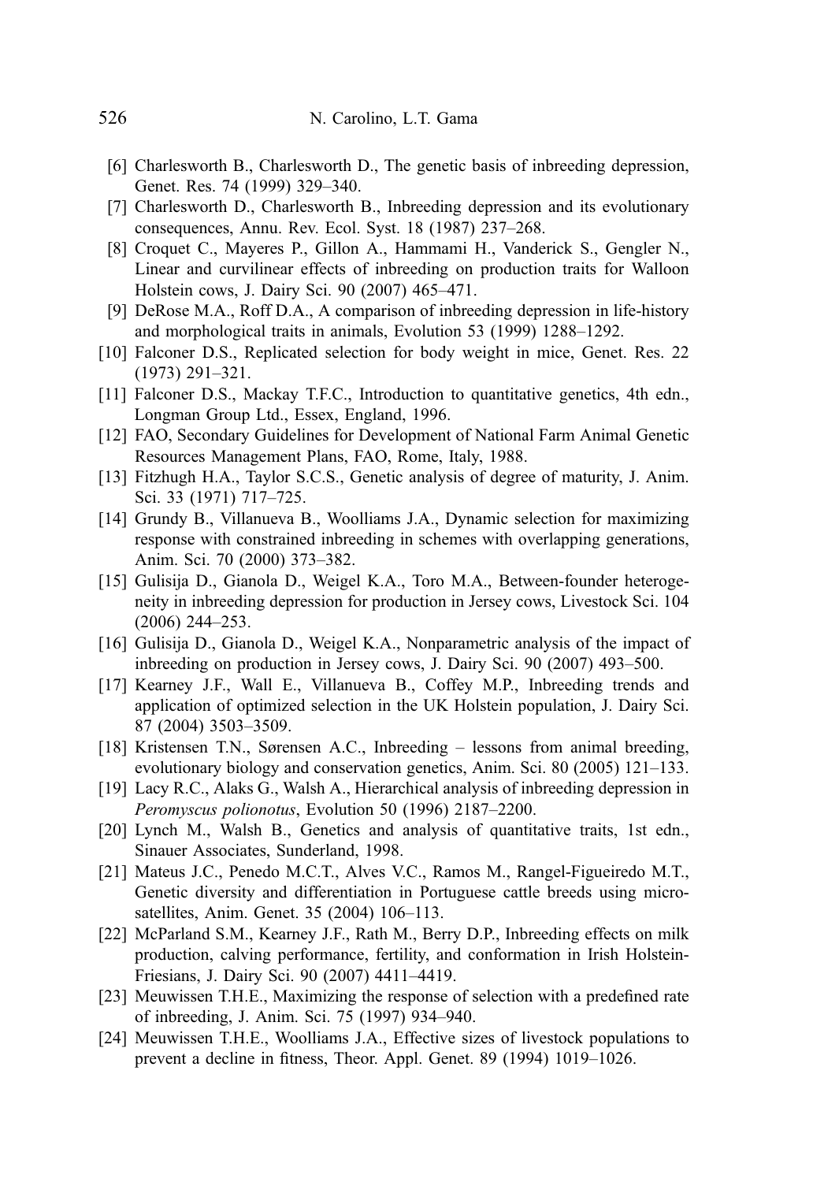[6] Charlesworth B., Charlesworth D., The genetic basis of inbreeding depression, Genet. Res. 74 (1999) 329–340.

[7] Charlesworth D., Charlesworth B., Inbreeding depression and its evolutionary consequences, Annu. Rev. Ecol. Syst. 18 (1987) 237–268.

[8] Croquet C., Mayeres P., Gillon A., Hammami H., Vanderick S., Gengler N., Linear and curvilinear effects of inbreeding on production traits for Walloon Holstein cows, J. Dairy Sci. 90 (2007) 465–471.

[9] DeRose M.A., Roff D.A., A comparison of inbreeding depression in life-history and morphological traits in animals, Evolution 53 (1999) 1288–1292.

[10] Falconer D.S., Replicated selection for body weight in mice, Genet. Res. 22 (1973) 291–321.

[11] Falconer D.S., Mackay T.F.C., Introduction to quantitative genetics, 4th edn., Longman Group Ltd., Essex, England, 1996.

[12] FAO, Secondary Guidelines for Development of National Farm Animal Genetic Resources Management Plans, FAO, Rome, Italy, 1988.

[13] Fitzhugh H.A., Taylor S.C.S., Genetic analysis of degree of maturity, J. Anim. Sci. 33 (1971) 717–725.

[14] Grundy B., Villanueva B., Woolliams J.A., Dynamic selection for maximizing response with constrained inbreeding in schemes with overlapping generations, Anim. Sci. 70 (2000) 373–382.

[15] Gulisija D., Gianola D., Weigel K.A., Toro M.A., Between-founder heterogeneity in inbreeding depression for production in Jersey cows, Livestock Sci. 104 (2006) 244–253.

[16] Gulisija D., Gianola D., Weigel K.A., Nonparametric analysis of the impact of inbreeding on production in Jersey cows, J. Dairy Sci. 90 (2007) 493–500.

[17] Kearney J.F., Wall E., Villanueva B., Coffey M.P., Inbreeding trends and application of optimized selection in the UK Holstein population, J. Dairy Sci. 87 (2004) 3503–3509.

[18] Kristensen T.N., Sørensen A.C., Inbreeding – lessons from animal breeding, evolutionary biology and conservation genetics, Anim. Sci. 80 (2005) 121–133.

[19] Lacy R.C., Alaks G., Walsh A., Hierarchical analysis of inbreeding depression in *Peromyscus polionotus*, Evolution 50 (1996) 2187–2200.

[20] Lynch M., Walsh B., Genetics and analysis of quantitative traits, 1st edn., Sinauer Associates, Sunderland, 1998.

[21] Mateus J.C., Penedo M.C.T., Alves V.C., Ramos M., Rangel-Figueiredo M.T., Genetic diversity and differentiation in Portuguese cattle breeds using microsatellites, Anim. Genet. 35 (2004) 106–113.

[22] McParland S.M., Kearney J.F., Rath M., Berry D.P., Inbreeding effects on milk production, calving performance, fertility, and conformation in Irish Holstein-Friesians, J. Dairy Sci. 90 (2007) 4411–4419.

[23] Meuwissen T.H.E., Maximizing the response of selection with a predefined rate of inbreeding, J. Anim. Sci. 75 (1997) 934–940.

[24] Meuwissen T.H.E., Woolliams J.A., Effective sizes of livestock populations to prevent a decline in fitness, Theor. Appl. Genet. 89 (1994) 1019–1026.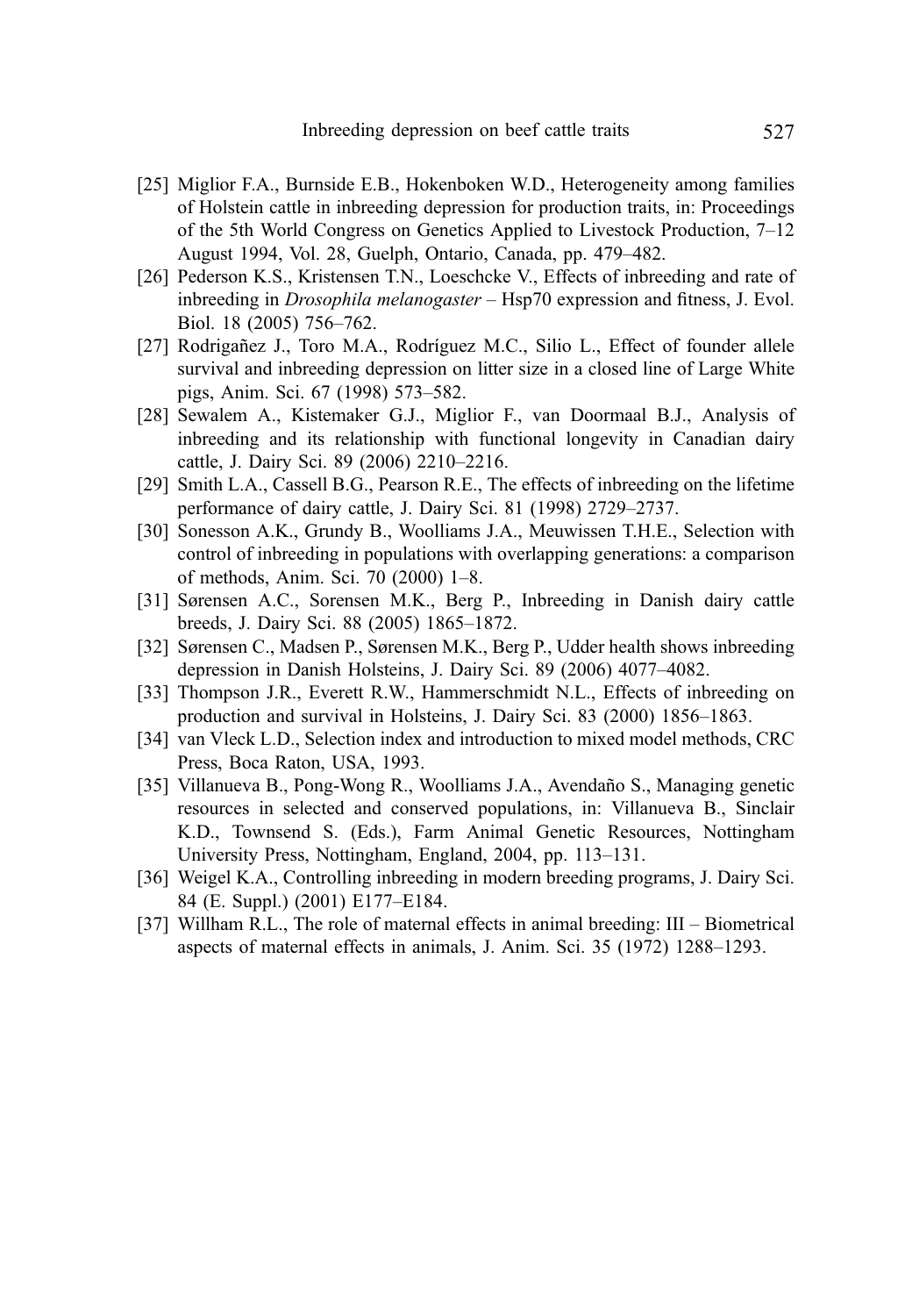[25] Miglior F.A., Burnside E.B., Hokenboken W.D., Heterogeneity among families of Holstein cattle in inbreeding depression for production traits, in: Proceedings of the 5th World Congress on Genetics Applied to Livestock Production, 7–12 August 1994, Vol. 28, Guelph, Ontario, Canada, pp. 479–482.

[26] Pederson K.S., Kristensen T.N., Loeschcke V., Effects of inbreeding and rate of inbreeding in *Drosophila melanogaster* – Hsp70 expression and fitness, J. Evol. Biol. 18 (2005) 756–762.

[27] Rodrigañez J., Toro M.A., Rodríguez M.C., Silio L., Effect of founder allele survival and inbreeding depression on litter size in a closed line of Large White pigs, Anim. Sci. 67 (1998) 573–582.

[28] Sewalem A., Kistemaker G.J., Miglior F., van Doormaal B.J., Analysis of inbreeding and its relationship with functional longevity in Canadian dairy cattle, J. Dairy Sci. 89 (2006) 2210–2216.

[29] Smith L.A., Cassell B.G., Pearson R.E., The effects of inbreeding on the lifetime performance of dairy cattle, J. Dairy Sci. 81 (1998) 2729–2737.

[30] Sonesson A.K., Grundy B., Woolliams J.A., Meuwissen T.H.E., Selection with control of inbreeding in populations with overlapping generations: a comparison of methods, Anim. Sci. 70 (2000) 1–8.

[31] Sørensen A.C., Sorensen M.K., Berg P., Inbreeding in Danish dairy cattle breeds, J. Dairy Sci. 88 (2005) 1865–1872.

[32] Sørensen C., Madsen P., Sørensen M.K., Berg P., Udder health shows inbreeding depression in Danish Holsteins, J. Dairy Sci. 89 (2006) 4077–4082.

[33] Thompson J.R., Everett R.W., Hammerschmidt N.L., Effects of inbreeding on production and survival in Holsteins, J. Dairy Sci. 83 (2000) 1856–1863.

[34] van Vleck L.D., Selection index and introduction to mixed model methods, CRC Press, Boca Raton, USA, 1993.

[35] Villanueva B., Pong-Wong R., Woolliams J.A., Avendaño S., Managing genetic resources in selected and conserved populations, in: Villanueva B., Sinclair K.D., Townsend S. (Eds.), Farm Animal Genetic Resources, Nottingham University Press, Nottingham, England, 2004, pp. 113–131.

[36] Weigel K.A., Controlling inbreeding in modern breeding programs, J. Dairy Sci. 84 (E. Suppl.) (2001) E177–E184.

[37] Willham R.L., The role of maternal effects in animal breeding: III – Biometrical aspects of maternal effects in animals, J. Anim. Sci. 35 (1972) 1288–1293.